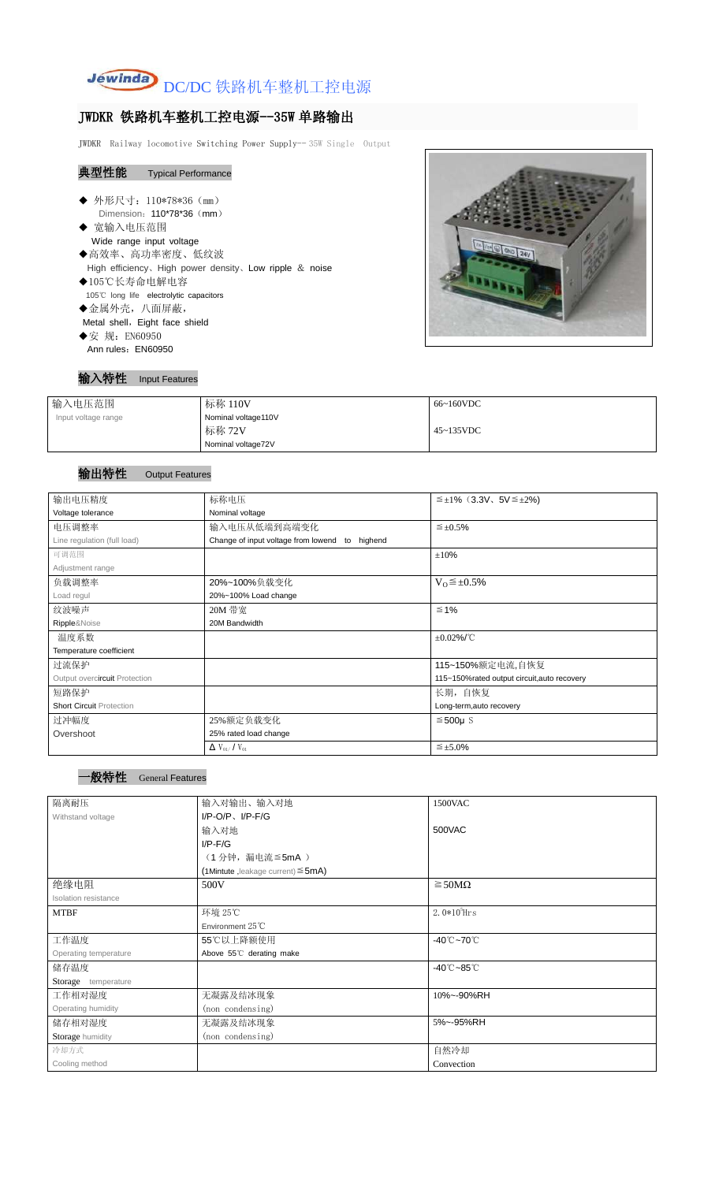# DC/DC 铁路机车整机工控电源

## JWDKR 铁路机车整机工控电源--35W 单路输出

JWDKR Railway locomotive Switching Power Supply-- 35W Single Output

### 典型性能 Typical Performance

- ◆ 外形尺寸：110*78*36（mm）
  Dimension：110*78*36（mm）
- ◆ 宽输入电压范围
  Wide range input voltage
- ◆高效率、高功率密度、低纹波
  High efficiency、High power density、Low ripple ＆ noise
- ◆105℃长寿命电解电容
  105℃ long life electrolytic capacitors
- ◆金属外壳，八面屏蔽，
  Metal shell，Eight face shield
- ◆安 规：EN60950
  Ann rules：EN60950

### 输入特性 Input Features

| | | |
|---|---|---|
| 输入电压范围<br>Input voltage range | 标称 110V<br>Nominal voltage110V | 66~160VDC |
| | 标称 72V<br>Nominal voltage72V | 45~135VDC |

### 输出特性 Output Features

| | | |
|---|---|---|
| 输出电压精度<br>Voltage tolerance | 标称电压<br>Nominal voltage | ≦±1%（3.3V、5V≦±2%) |
| 电压调整率<br>Line regulation (full load) | 输入电压从低端到高端变化<br>Change of input voltage from lowend to highend | ≦±0.5% |
| 可调范围<br>Adjustment range | | ±10% |
| 负载调整率<br>Load regul | 20%~100%负载变化<br>20%~100% Load change | $V_O$≦±0.5% |
| 纹波噪声<br>Ripple&Noise | 20M 带宽<br>20M Bandwidth | ≦1% |
| 温度系数<br>Temperature coefficient | | ±0.02%/℃ |
| 过流保护<br>Output overcircuit Protection | | 115~150%额定电流,自恢复<br>115~150%rated output circuit,auto recovery |
| 短路保护<br>Short Circuit Protection | | 长期，自恢复<br>Long-term,auto recovery |
| 过冲幅度<br>Overshoot | 25%额定负载变化<br>25% rated load change | ≦500μ S |
| | $\Delta V_{01}/V_{01}$ | ≦±5.0% |

### 一般特性 General Features

| | | |
|---|---|---|
| 隔离耐压<br>Withstand voltage | 输入对输出、输入对地<br>I/P-O/P、I/P-F/G | 1500VAC |
| | 输入对地<br>I/P-F/G<br>（1 分钟，漏电流≦5mA ）<br>(1Mintute ,leakage current)≦5mA) | 500VAC |
| 绝缘电阻<br>Isolation resistance | 500V | ≧50MΩ |
| MTBF | 环境 25℃<br>Environment 25℃ | $2.0*10^5$Hrs |
| 工作温度<br>Operating temperature | 55℃以上降额使用<br>Above 55℃ derating make | -40℃~70℃ |
| 储存温度<br>Storage temperature | | -40℃~85℃ |
| 工作相对湿度<br>Operating humidity | 无凝露及结冰现象<br>(non condensing) | 10%~-90%RH |
| 储存相对湿度<br>Storage humidity | 无凝露及结冰现象<br>(non condensing) | 5%~-95%RH |
| 冷却方式<br>Cooling method | | 自然冷却<br>Convection |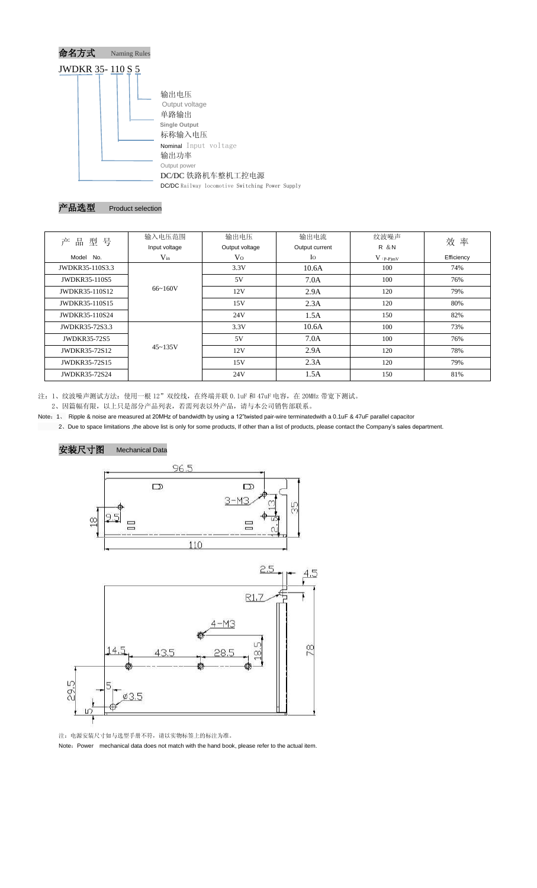## 命名方式 Naming Rules

JWDKR 35- 110 S 5

- 输出电压 Output voltage
- 单路输出 Single Output
- 标称输入电压 Nominal Input voltage
- 输出功率 Output power
- DC/DC 铁路机车整机工控电源 DC/DC Railway locomotive Switching Power Supply

## 产品选型 Product selection

| 产 品 型 号<br>Model No. | 输入电压范围<br>Input voltage<br>Vin | 输出电压<br>Output voltage<br>Vo | 输出电流<br>Output current<br>Io | 纹波噪声<br>R &N<br>V (P-P)mV | 效 率<br>Efficiency |
|---|---|---|---|---|---|
| JWDKR35-110S3.3 | 66~160V | 3.3V | 10.6A | 100 | 74% |
| JWDKR35-110S5 | | 5V | 7.0A | 100 | 76% |
| JWDKR35-110S12 | | 12V | 2.9A | 120 | 79% |
| JWDKR35-110S15 | | 15V | 2.3A | 120 | 80% |
| JWDKR35-110S24 | | 24V | 1.5A | 150 | 82% |
| JWDKR35-72S3.3 | 45~135V | 3.3V | 10.6A | 100 | 73% |
| JWDKR35-72S5 | | 5V | 7.0A | 100 | 76% |
| JWDKR35-72S12 | | 12V | 2.9A | 120 | 78% |
| JWDKR35-72S15 | | 15V | 2.3A | 120 | 79% |
| JWDKR35-72S24 | | 24V | 1.5A | 150 | 81% |

注：1、纹波噪声测试方法：使用一根 12"双绞线，在终端并联 0.1uF 和 47uF 电容，在 20MHz 带宽下测试。
2、因篇幅有限，以上只是部分产品列表，若需列表以外产品，请与本公司销售部联系。

Note：1、 Ripple & noise are measured at 20MHz of bandwidth by using a 12"twisted pair-wire terminatedwith a 0.1uF & 47uF parallel capacitor
2、Due to space limitations ,the above list is only for some products, If other than a list of products, please contact the Company's sales department.

## 安装尺寸图 Mechanical Data

96.5
3-M3
13
35
9.5
18
12.5
110

2.5
4.5
R1.7
4-M3
14.5
43.5
28.5
18.5
78
29.5
5
ø3.5
5

注：电源安装尺寸如与选型手册不符，请以实物标签上的标注为准。

Note：Power mechanical data does not match with the hand book, please refer to the actual item.